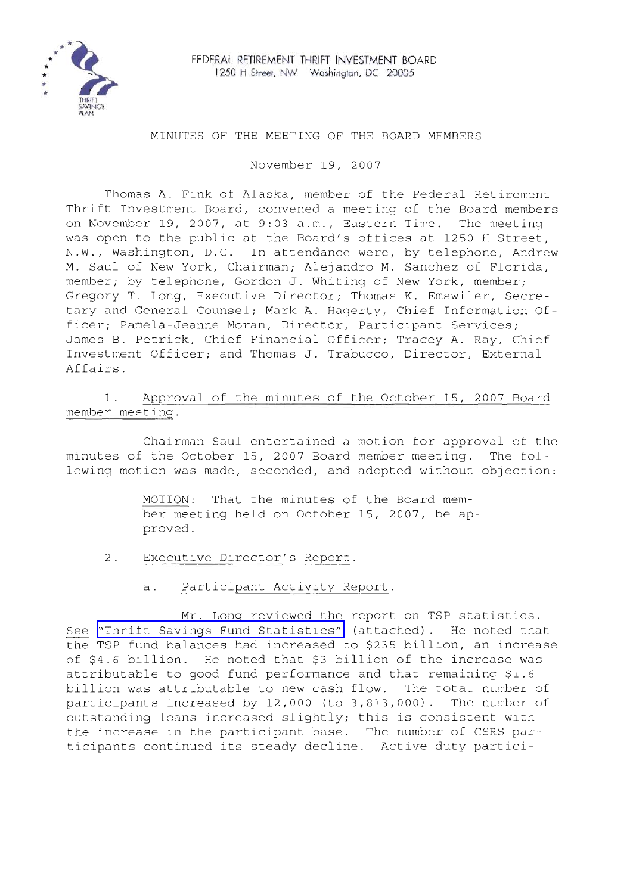FEDERAL RETIREMENT THRIFT INVESTMENT BOARD
1250 H Street, NW Washington, DC 20005

# MINUTES OF THE MEETING OF THE BOARD MEMBERS

November 19, 2007

Thomas A. Fink of Alaska, member of the Federal Retirement Thrift Investment Board, convened a meeting of the Board members on November 19, 2007, at 9:03 a.m., Eastern Time. The meeting was open to the public at the Board's offices at 1250 H Street, N.W., Washington, D.C. In attendance were, by telephone, Andrew M. Saul of New York, Chairman; Alejandro M. Sanchez of Florida, member; by telephone, Gordon J. Whiting of New York, member; Gregory T. Long, Executive Director; Thomas K. Emswiler, Secretary and General Counsel; Mark A. Hagerty, Chief Information Officer; Pamela-Jeanne Moran, Director, Participant Services; James B. Petrick, Chief Financial Officer; Tracey A. Ray, Chief Investment Officer; and Thomas J. Trabucco, Director, External Affairs.

1. Approval of the minutes of the October 15, 2007 Board member meeting.

Chairman Saul entertained a motion for approval of the minutes of the October 15, 2007 Board member meeting. The following motion was made, seconded, and adopted without objection:

> MOTION: That the minutes of the Board member meeting held on October 15, 2007, be approved.

2. Executive Director's Report.

a. Participant Activity Report.

Mr. Long reviewed the report on TSP statistics. See "Thrift Savings Fund Statistics" (attached). He noted that the TSP fund balances had increased to $235 billion, an increase of $4.6 billion. He noted that $3 billion of the increase was attributable to good fund performance and that remaining $1.6 billion was attributable to new cash flow. The total number of participants increased by 12,000 (to 3,813,000). The number of outstanding loans increased slightly; this is consistent with the increase in the participant base. The number of CSRS participants continued its steady decline. Active duty partici-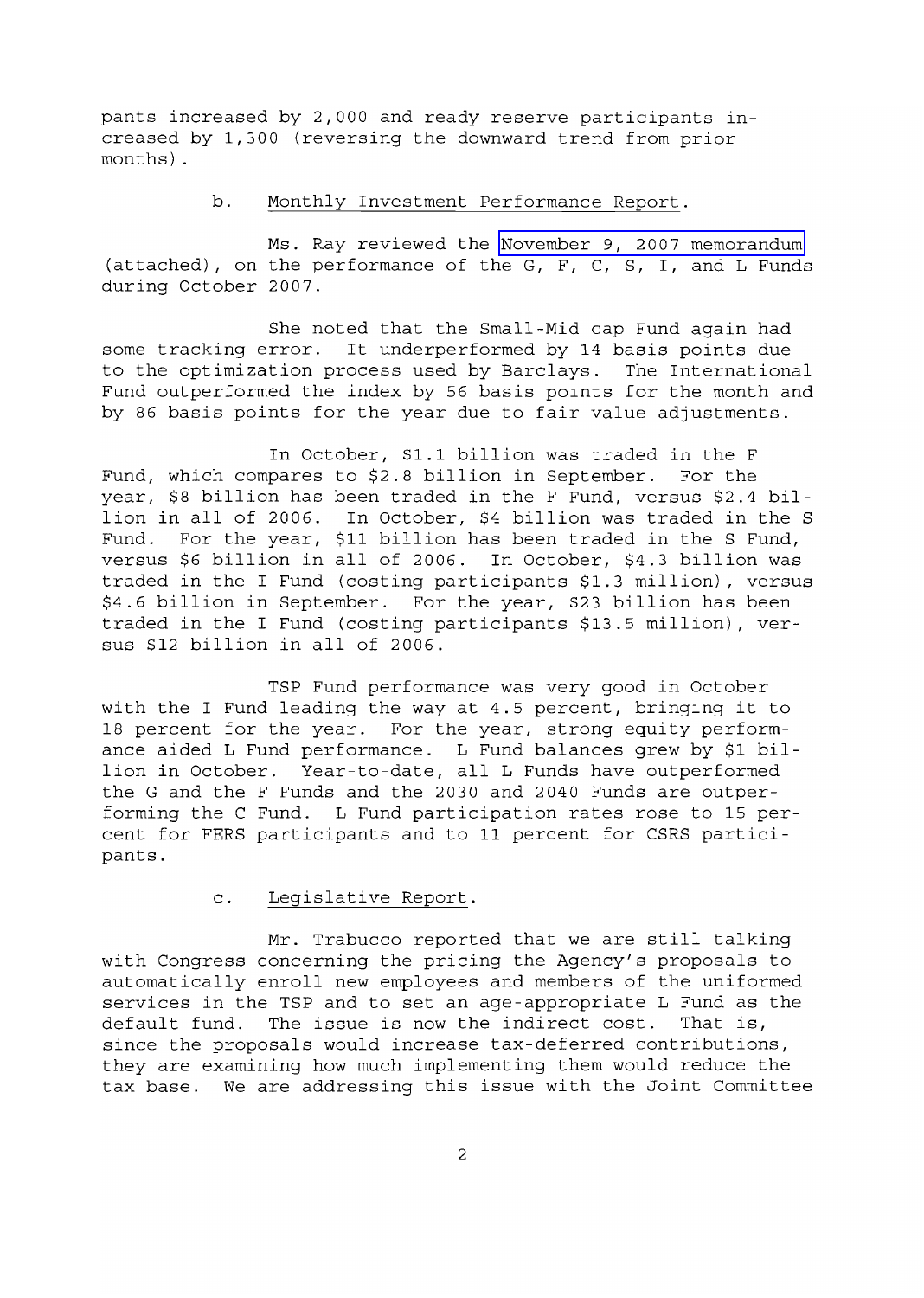pants increased by 2,000 and ready reserve participants increased by 1,300 (reversing the downward trend from prior months).

b. Monthly Investment Performance Report.

Ms. Ray reviewed the November 9, 2007 memorandum (attached), on the performance of the G, F, C, S, I, and L Funds during October 2007.

She noted that the Small-Mid cap Fund again had some tracking error. It underperformed by 14 basis points due to the optimization process used by Barclays. The International Fund outperformed the index by 56 basis points for the month and by 86 basis points for the year due to fair value adjustments.

In October, $1.1 billion was traded in the F Fund, which compares to $2.8 billion in September. For the year, $8 billion has been traded in the F Fund, versus $2.4 billion in all of 2006. In October, $4 billion was traded in the S Fund. For the year, $11 billion has been traded in the S Fund, versus $6 billion in all of 2006. In October, $4.3 billion was traded in the I Fund (costing participants $1.3 million), versus $4.6 billion in September. For the year, $23 billion has been traded in the I Fund (costing participants $13.5 million), versus $12 billion in all of 2006.

TSP Fund performance was very good in October with the I Fund leading the way at 4.5 percent, bringing it to 18 percent for the year. For the year, strong equity performance aided L Fund performance. L Fund balances grew by $1 billion in October. Year-to-date, all L Funds have outperformed the G and the F Funds and the 2030 and 2040 Funds are outperforming the C Fund. L Fund participation rates rose to 15 percent for FERS participants and to 11 percent for CSRS participants.

c. Legislative Report.

Mr. Trabucco reported that we are still talking with Congress concerning the pricing the Agency's proposals to automatically enroll new employees and members of the uniformed services in the TSP and to set an age-appropriate L Fund as the default fund. The issue is now the indirect cost. That is, since the proposals would increase tax-deferred contributions, they are examining how much implementing them would reduce the tax base. We are addressing this issue with the Joint Committee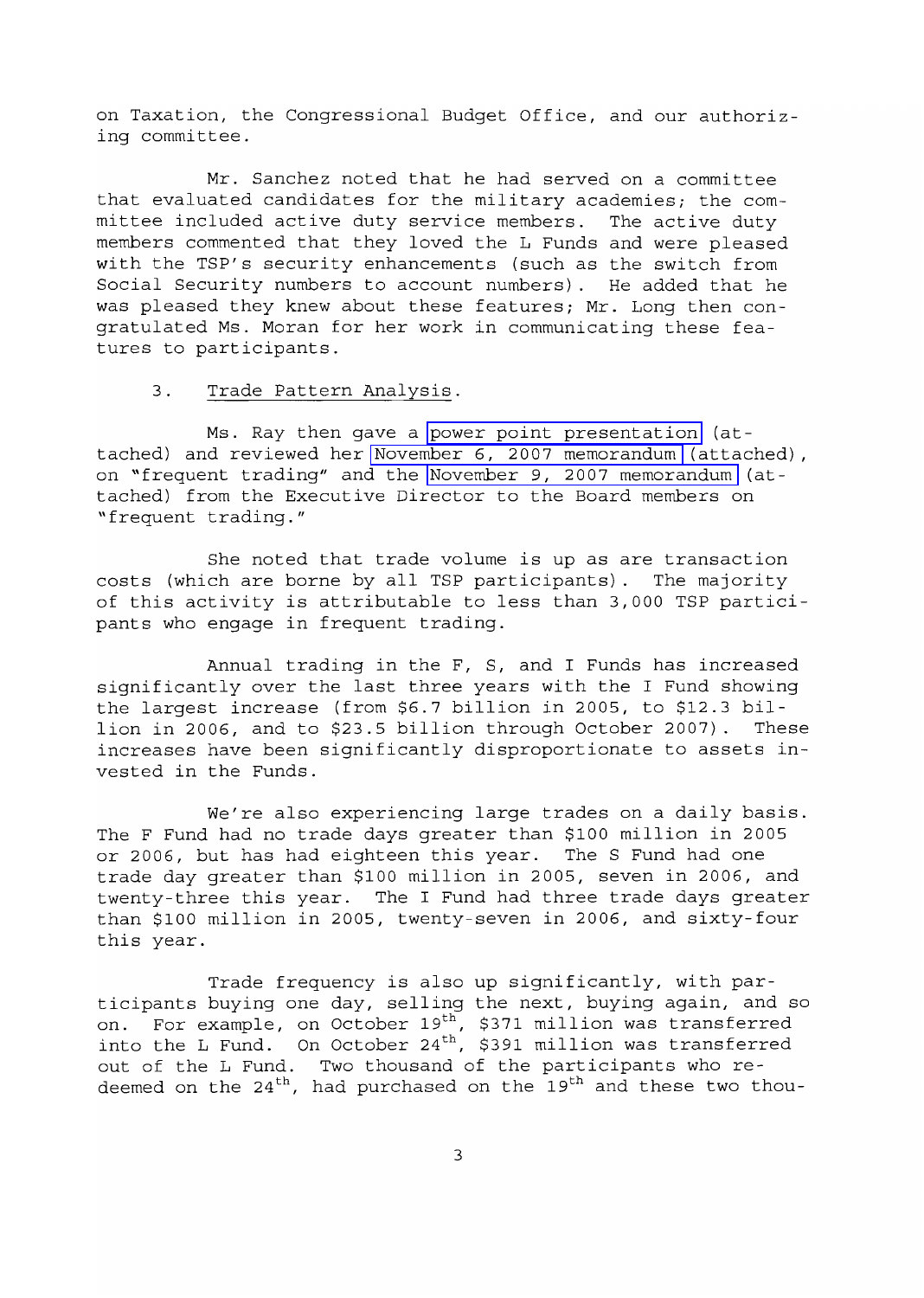on Taxation, the Congressional Budget Office, and our authorizing committee.

Mr. Sanchez noted that he had served on a committee that evaluated candidates for the military academies; the committee included active duty service members. The active duty members commented that they loved the L Funds and were pleased with the TSP's security enhancements (such as the switch from Social Security numbers to account numbers). He added that he was pleased they knew about these features; Mr. Long then congratulated Ms. Moran for her work in communicating these features to participants.

3. Trade Pattern Analysis.

Ms. Ray then gave a power point presentation (attached) and reviewed her November 6, 2007 memorandum (attached), on "frequent trading" and the November 9, 2007 memorandum (attached) from the Executive Director to the Board members on "frequent trading."

She noted that trade volume is up as are transaction costs (which are borne by all TSP participants). The majority of this activity is attributable to less than 3,000 TSP participants who engage in frequent trading.

Annual trading in the F, S, and I Funds has increased significantly over the last three years with the I Fund showing the largest increase (from $6.7 billion in 2005, to $12.3 billion in 2006, and to $23.5 billion through October 2007). These increases have been significantly disproportionate to assets invested in the Funds.

We're also experiencing large trades on a daily basis. The F Fund had no trade days greater than $100 million in 2005 or 2006, but has had eighteen this year. The S Fund had one trade day greater than $100 million in 2005, seven in 2006, and twenty-three this year. The I Fund had three trade days greater than $100 million in 2005, twenty-seven in 2006, and sixty-four this year.

Trade frequency is also up significantly, with participants buying one day, selling the next, buying again, and so on. For example, on October 19th, $371 million was transferred into the L Fund. On October 24th, $391 million was transferred out of the L Fund. Two thousand of the participants who redeemed on the 24th, had purchased on the 19th and these two thou-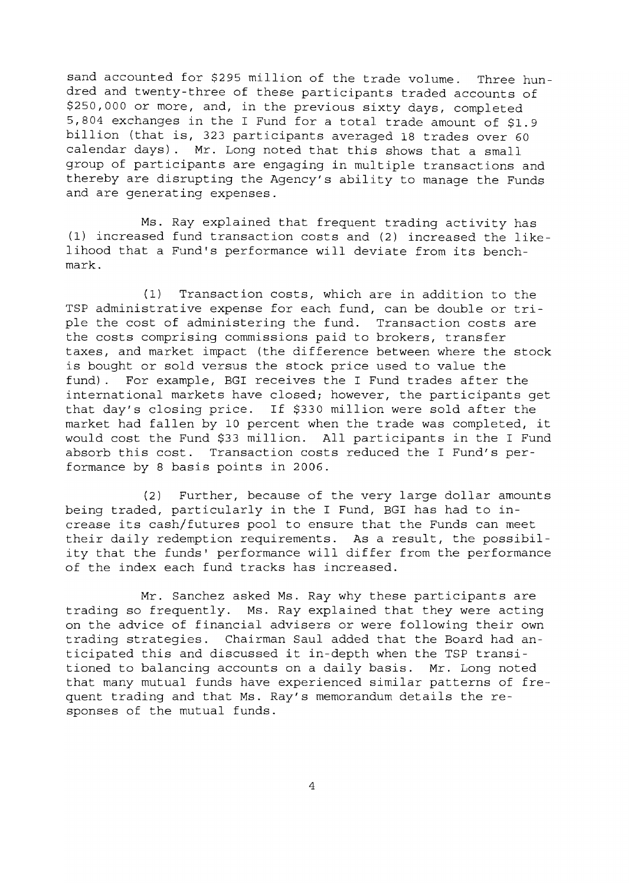sand accounted for $295 million of the trade volume. Three hundred and twenty-three of these participants traded accounts of $250,000 or more, and, in the previous sixty days, completed 5,804 exchanges in the I Fund for a total trade amount of $1.9 billion (that is, 323 participants averaged 18 trades over 60 calendar days). Mr. Long noted that this shows that a small group of participants are engaging in multiple transactions and thereby are disrupting the Agency's ability to manage the Funds and are generating expenses.

Ms. Ray explained that frequent trading activity has (1) increased fund transaction costs and (2) increased the likelihood that a Fund's performance will deviate from its benchmark.

(1) Transaction costs, which are in addition to the TSP administrative expense for each fund, can be double or triple the cost of administering the fund. Transaction costs are the costs comprising commissions paid to brokers, transfer taxes, and market impact (the difference between where the stock is bought or sold versus the stock price used to value the fund). For example, BGI receives the I Fund trades after the international markets have closed; however, the participants get that day's closing price. If $330 million were sold after the market had fallen by 10 percent when the trade was completed, it would cost the Fund $33 million. All participants in the I Fund absorb this cost. Transaction costs reduced the I Fund's performance by 8 basis points in 2006.

(2) Further, because of the very large dollar amounts being traded, particularly in the I Fund, BGI has had to increase its cash/futures pool to ensure that the Funds can meet their daily redemption requirements. As a result, the possibility that the funds' performance will differ from the performance of the index each fund tracks has increased.

Mr. Sanchez asked Ms. Ray why these participants are trading so frequently. Ms. Ray explained that they were acting on the advice of financial advisers or were following their own trading strategies. Chairman Saul added that the Board had anticipated this and discussed it in-depth when the TSP transitioned to balancing accounts on a daily basis. Mr. Long noted that many mutual funds have experienced similar patterns of frequent trading and that Ms. Ray's memorandum details the responses of the mutual funds.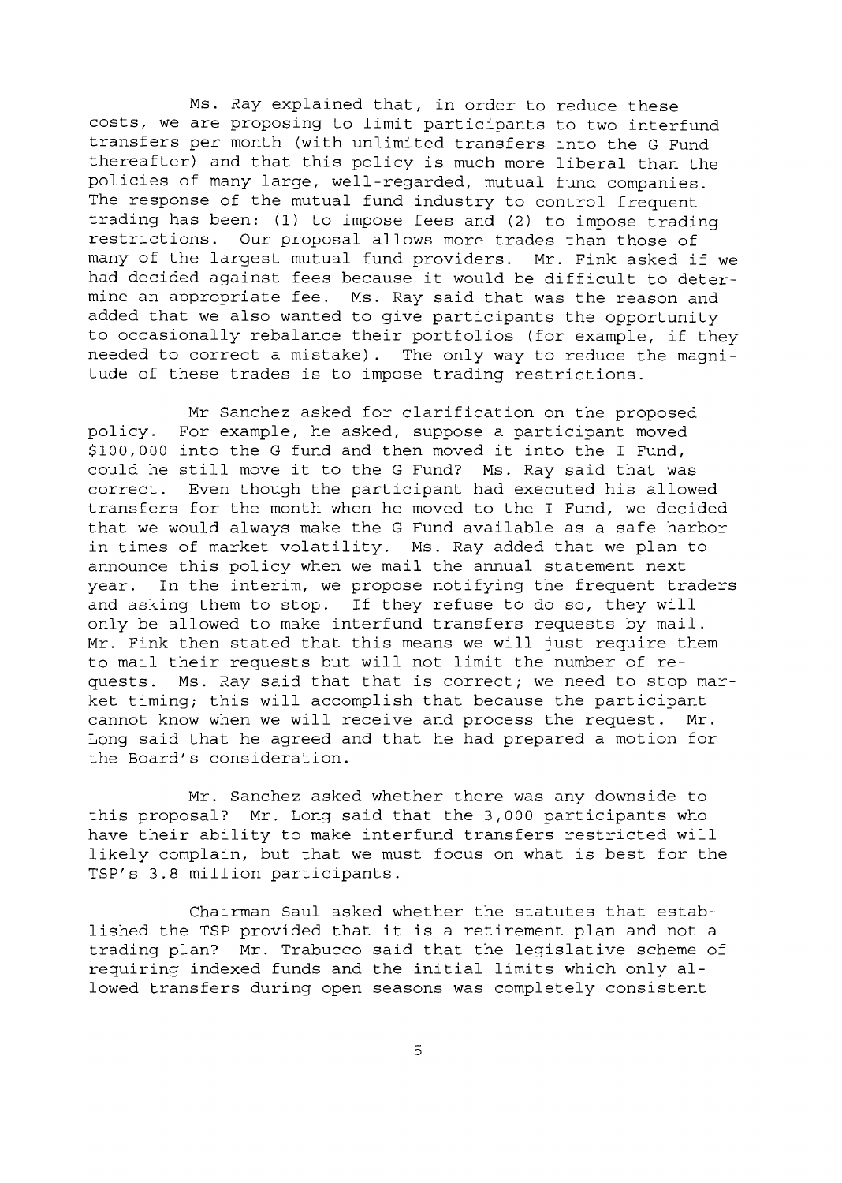Ms. Ray explained that, in order to reduce these costs, we are proposing to limit participants to two interfund transfers per month (with unlimited transfers into the G Fund thereafter) and that this policy is much more liberal than the policies of many large, well-regarded, mutual fund companies. The response of the mutual fund industry to control frequent trading has been: (1) to impose fees and (2) to impose trading restrictions. Our proposal allows more trades than those of many of the largest mutual fund providers. Mr. Fink asked if we had decided against fees because it would be difficult to determine an appropriate fee. Ms. Ray said that was the reason and added that we also wanted to give participants the opportunity to occasionally rebalance their portfolios (for example, if they needed to correct a mistake). The only way to reduce the magnitude of these trades is to impose trading restrictions.

Mr Sanchez asked for clarification on the proposed policy. For example, he asked, suppose a participant moved $100,000 into the G fund and then moved it into the I Fund, could he still move it to the G Fund? Ms. Ray said that was correct. Even though the participant had executed his allowed transfers for the month when he moved to the I Fund, we decided that we would always make the G Fund available as a safe harbor in times of market volatility. Ms. Ray added that we plan to announce this policy when we mail the annual statement next year. In the interim, we propose notifying the frequent traders and asking them to stop. If they refuse to do so, they will only be allowed to make interfund transfers requests by mail. Mr. Fink then stated that this means we will just require them to mail their requests but will not limit the number of requests. Ms. Ray said that that is correct; we need to stop market timing; this will accomplish that because the participant cannot know when we will receive and process the request. Mr. Long said that he agreed and that he had prepared a motion for the Board's consideration.

Mr. Sanchez asked whether there was any downside to this proposal? Mr. Long said that the 3,000 participants who have their ability to make interfund transfers restricted will likely complain, but that we must focus on what is best for the TSP's 3.8 million participants.

Chairman Saul asked whether the statutes that established the TSP provided that it is a retirement plan and not a trading plan? Mr. Trabucco said that the legislative scheme of requiring indexed funds and the initial limits which only allowed transfers during open seasons was completely consistent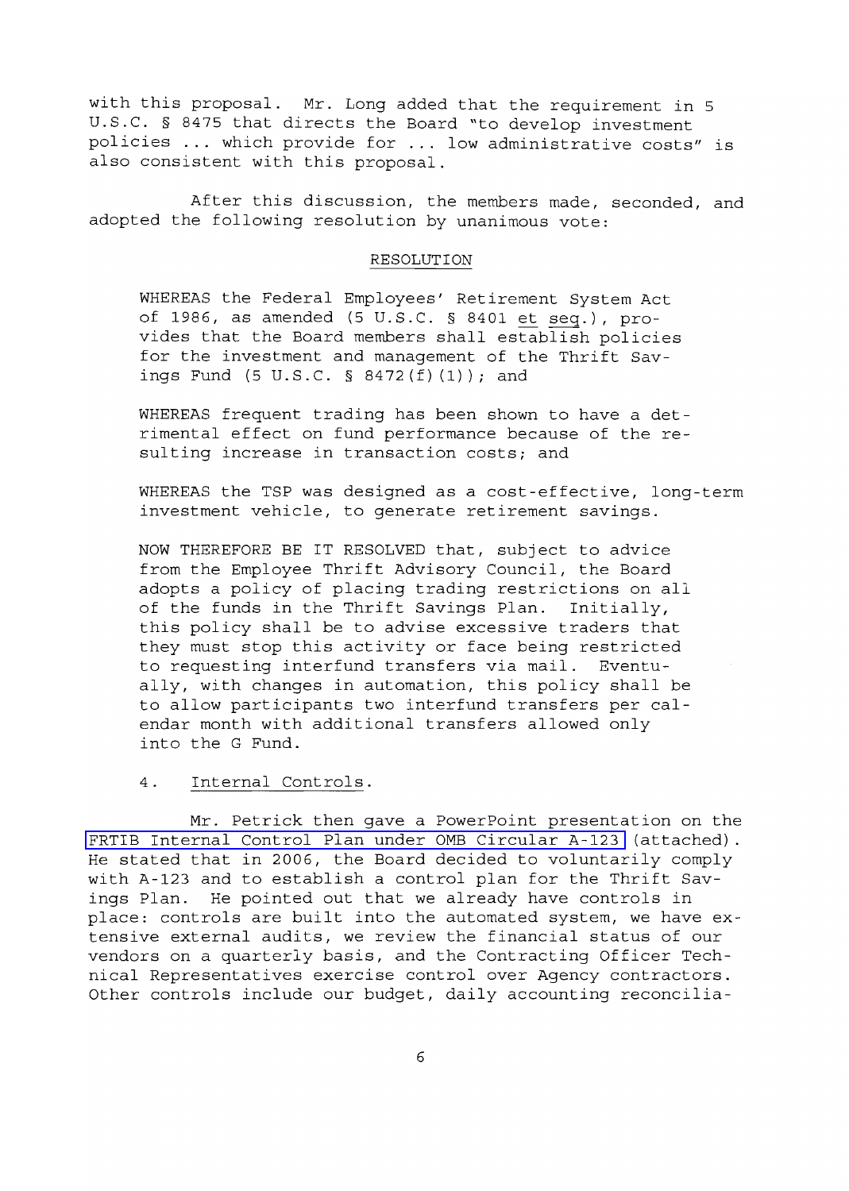with this proposal. Mr. Long added that the requirement in 5 U.S.C. § 8475 that directs the Board "to develop investment policies ... which provide for ... low administrative costs" is also consistent with this proposal.

After this discussion, the members made, seconded, and adopted the following resolution by unanimous vote:

RESOLUTION

> WHEREAS the Federal Employees' Retirement System Act of 1986, as amended (5 U.S.C. § 8401 et seq.), provides that the Board members shall establish policies for the investment and management of the Thrift Savings Fund (5 U.S.C. § 8472(f)(1)); and
>
> WHEREAS frequent trading has been shown to have a detrimental effect on fund performance because of the resulting increase in transaction costs; and
>
> WHEREAS the TSP was designed as a cost-effective, long-term investment vehicle, to generate retirement savings.
>
> NOW THEREFORE BE IT RESOLVED that, subject to advice from the Employee Thrift Advisory Council, the Board adopts a policy of placing trading restrictions on all of the funds in the Thrift Savings Plan. Initially, this policy shall be to advise excessive traders that they must stop this activity or face being restricted to requesting interfund transfers via mail. Eventually, with changes in automation, this policy shall be to allow participants two interfund transfers per calendar month with additional transfers allowed only into the G Fund.

4. Internal Controls.

Mr. Petrick then gave a PowerPoint presentation on the FRTIB Internal Control Plan under OMB Circular A-123 (attached). He stated that in 2006, the Board decided to voluntarily comply with A-123 and to establish a control plan for the Thrift Savings Plan. He pointed out that we already have controls in place: controls are built into the automated system, we have extensive external audits, we review the financial status of our vendors on a quarterly basis, and the Contracting Officer Technical Representatives exercise control over Agency contractors. Other controls include our budget, daily accounting reconcilia-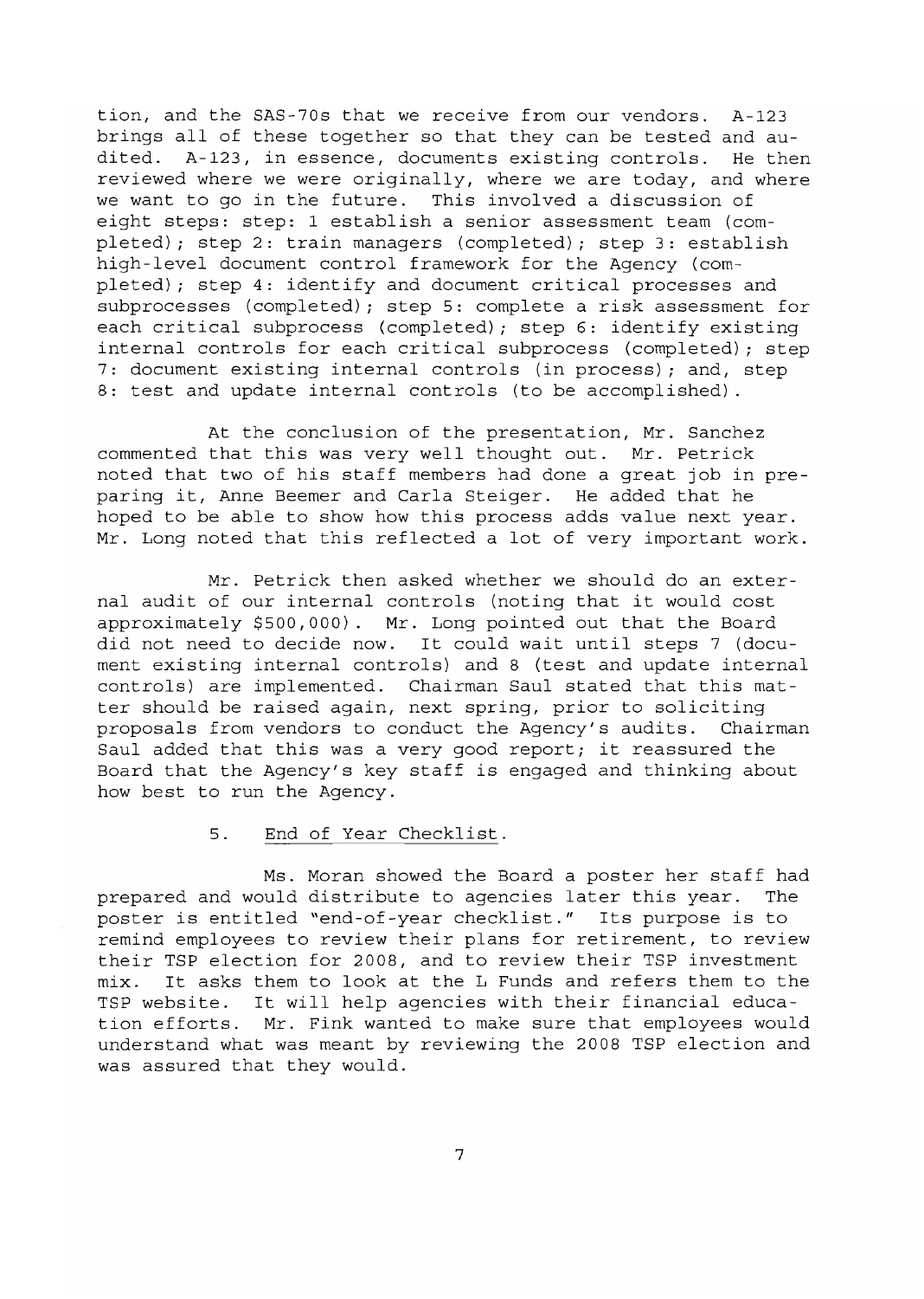tion, and the SAS-70s that we receive from our vendors. A-123 brings all of these together so that they can be tested and audited. A-123, in essence, documents existing controls. He then reviewed where we were originally, where we are today, and where we want to go in the future. This involved a discussion of eight steps: step: 1 establish a senior assessment team (completed); step 2: train managers (completed); step 3: establish high-level document control framework for the Agency (completed); step 4: identify and document critical processes and subprocesses (completed); step 5: complete a risk assessment for each critical subprocess (completed); step 6: identify existing internal controls for each critical subprocess (completed); step 7: document existing internal controls (in process); and, step 8: test and update internal controls (to be accomplished).

At the conclusion of the presentation, Mr. Sanchez commented that this was very well thought out. Mr. Petrick noted that two of his staff members had done a great job in preparing it, Anne Beemer and Carla Steiger. He added that he hoped to be able to show how this process adds value next year. Mr. Long noted that this reflected a lot of very important work.

Mr. Petrick then asked whether we should do an external audit of our internal controls (noting that it would cost approximately $500,000). Mr. Long pointed out that the Board did not need to decide now. It could wait until steps 7 (document existing internal controls) and 8 (test and update internal controls) are implemented. Chairman Saul stated that this matter should be raised again, next spring, prior to soliciting proposals from vendors to conduct the Agency's audits. Chairman Saul added that this was a very good report; it reassured the Board that the Agency's key staff is engaged and thinking about how best to run the Agency.

5. <u>End of Year Checklist</u>.

Ms. Moran showed the Board a poster her staff had prepared and would distribute to agencies later this year. The poster is entitled "end-of-year checklist." Its purpose is to remind employees to review their plans for retirement, to review their TSP election for 2008, and to review their TSP investment mix. It asks them to look at the L Funds and refers them to the TSP website. It will help agencies with their financial education efforts. Mr. Fink wanted to make sure that employees would understand what was meant by reviewing the 2008 TSP election and was assured that they would.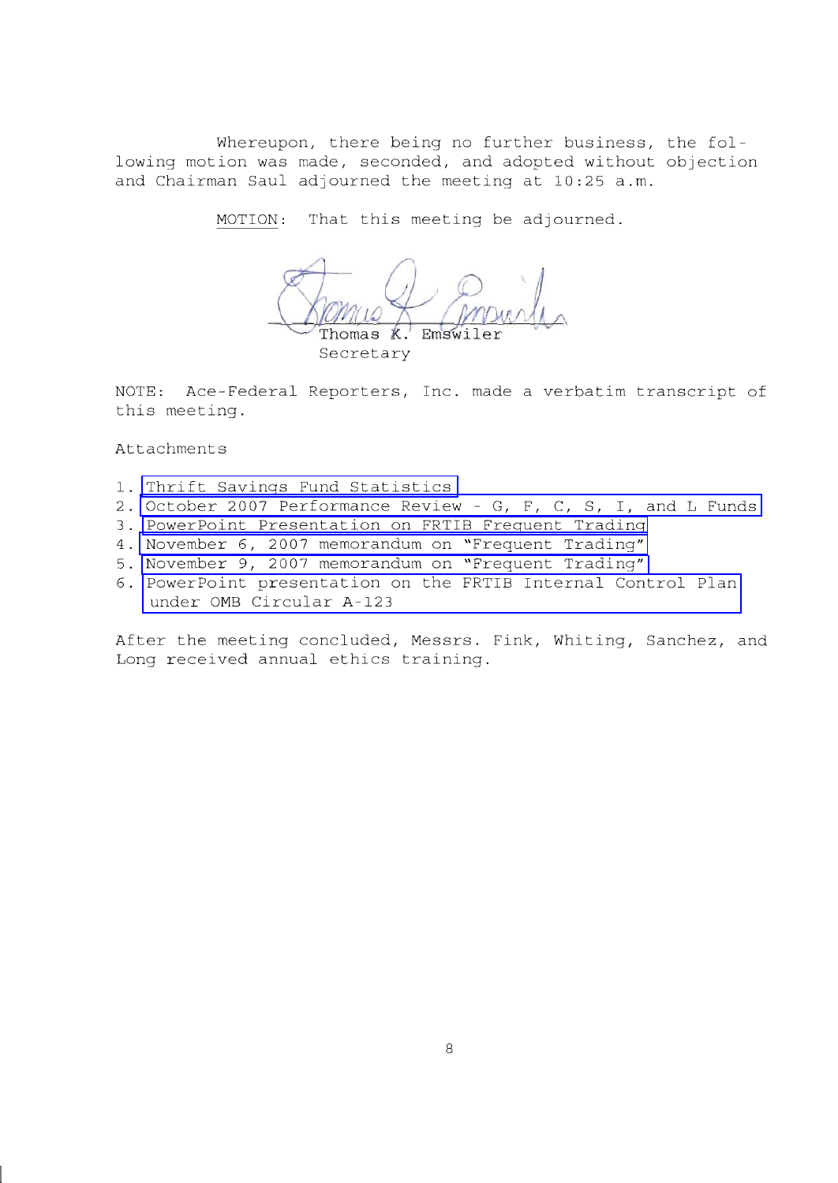Whereupon, there being no further business, the following motion was made, seconded, and adopted without objection and Chairman Saul adjourned the meeting at 10:25 a.m.

MOTION: That this meeting be adjourned.

Thomas K. Emswiler
Secretary

NOTE: Ace-Federal Reporters, Inc. made a verbatim transcript of this meeting.

Attachments

1. Thrift Savings Fund Statistics
2. October 2007 Performance Review - G, F, C, S, I, and L Funds
3. PowerPoint Presentation on FRTIB Frequent Trading
4. November 6, 2007 memorandum on "Frequent Trading"
5. November 9, 2007 memorandum on "Frequent Trading"
6. PowerPoint presentation on the FRTIB Internal Control Plan under OMB Circular A-123

After the meeting concluded, Messrs. Fink, Whiting, Sanchez, and Long received annual ethics training.